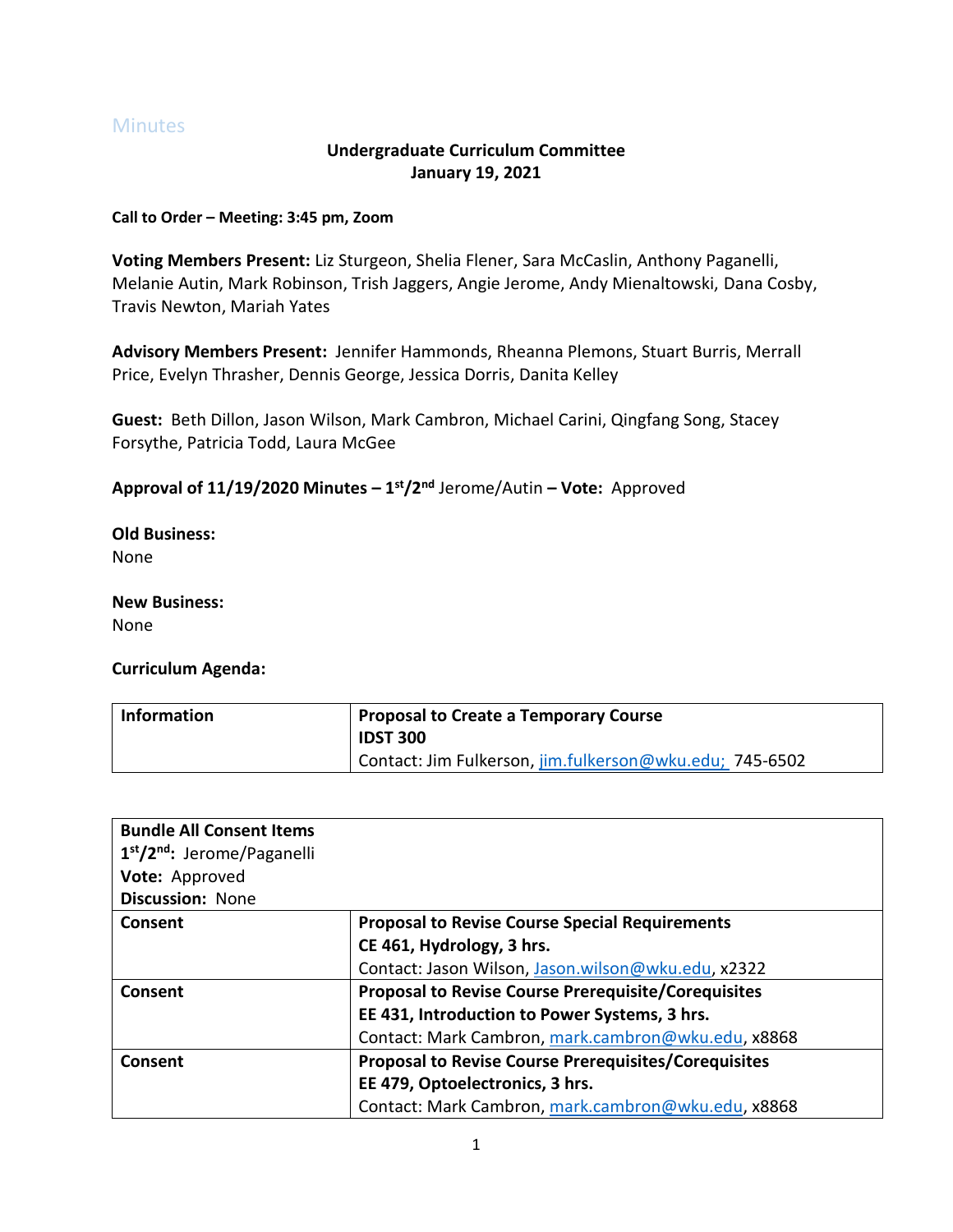Minutes

**Undergraduate Curriculum Committee**
**January 19, 2021**

**Call to Order – Meeting: 3:45 pm, Zoom**

**Voting Members Present:** Liz Sturgeon, Shelia Flener, Sara McCaslin, Anthony Paganelli, Melanie Autin, Mark Robinson, Trish Jaggers, Angie Jerome, Andy Mienaltowski, Dana Cosby, Travis Newton, Mariah Yates

**Advisory Members Present:** Jennifer Hammonds, Rheanna Plemons, Stuart Burris, Merrall Price, Evelyn Thrasher, Dennis George, Jessica Dorris, Danita Kelley

**Guest:** Beth Dillon, Jason Wilson, Mark Cambron, Michael Carini, Qingfang Song, Stacey Forsythe, Patricia Todd, Laura McGee

**Approval of 11/19/2020 Minutes – 1st/2nd** Jerome/Autin **– Vote:** Approved

**Old Business:**
None

**New Business:**
None

**Curriculum Agenda:**

| | |
|---|---|
| **Information** | **Proposal to Create a Temporary Course**<br>**IDST 300**<br>Contact: Jim Fulkerson, jim.fulkerson@wku.edu; 745-6502 |

| | |
|---|---|
| **Bundle All Consent Items**<br>**1st/2nd:** Jerome/Paganelli<br>**Vote:** Approved<br>**Discussion:** None | |
| **Consent** | **Proposal to Revise Course Special Requirements**<br>**CE 461, Hydrology, 3 hrs.**<br>Contact: Jason Wilson, Jason.wilson@wku.edu, x2322 |
| **Consent** | **Proposal to Revise Course Prerequisite/Corequisites**<br>**EE 431, Introduction to Power Systems, 3 hrs.**<br>Contact: Mark Cambron, mark.cambron@wku.edu, x8868 |
| **Consent** | **Proposal to Revise Course Prerequisites/Corequisites**<br>**EE 479, Optoelectronics, 3 hrs.**<br>Contact: Mark Cambron, mark.cambron@wku.edu, x8868 |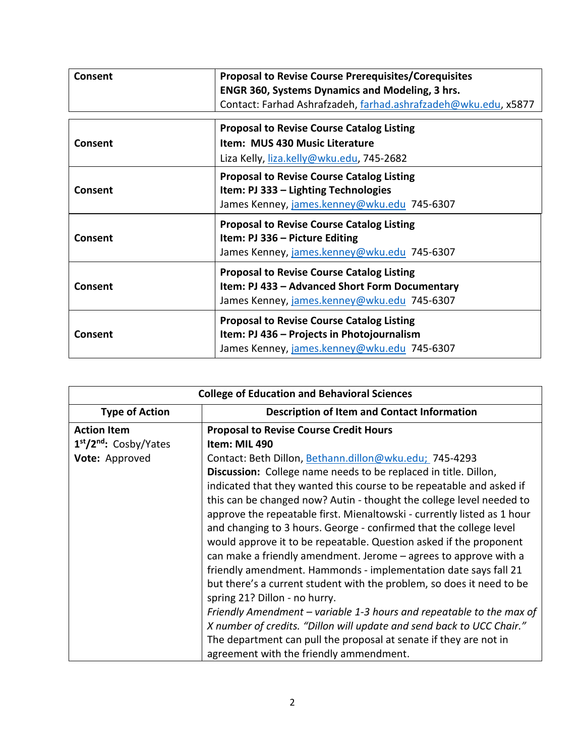| Consent | **Proposal to Revise Course Prerequisites/Corequisites**<br>**ENGR 360, Systems Dynamics and Modeling, 3 hrs.**<br>Contact: Farhad Ashrafzadeh, farhad.ashrafzadeh@wku.edu, x5877 |
|---|---|

| **Consent** | **Proposal to Revise Course Catalog Listing**<br>**Item: MUS 430 Music Literature**<br>Liza Kelly, liza.kelly@wku.edu, 745-2682 |
|---|---|
| **Consent** | **Proposal to Revise Course Catalog Listing**<br>**Item: PJ 333 – Lighting Technologies**<br>James Kenney, james.kenney@wku.edu 745-6307 |
| **Consent** | **Proposal to Revise Course Catalog Listing**<br>**Item: PJ 336 – Picture Editing**<br>James Kenney, james.kenney@wku.edu 745-6307 |
| **Consent** | **Proposal to Revise Course Catalog Listing**<br>**Item: PJ 433 – Advanced Short Form Documentary**<br>James Kenney, james.kenney@wku.edu 745-6307 |
| **Consent** | **Proposal to Revise Course Catalog Listing**<br>**Item: PJ 436 – Projects in Photojournalism**<br>James Kenney, james.kenney@wku.edu 745-6307 |

| **College of Education and Behavioral Sciences** | |
|---|---|
| **Type of Action** | **Description of Item and Contact Information** |
| **Action Item**<br>**1st/2nd:** Cosby/Yates<br>**Vote:** Approved | **Proposal to Revise Course Credit Hours**<br>**Item: MIL 490**<br>Contact: Beth Dillon, Bethann.dillon@wku.edu; 745-4293<br>**Discussion:** College name needs to be replaced in title. Dillon, indicated that they wanted this course to be repeatable and asked if this can be changed now? Autin - thought the college level needed to approve the repeatable first. Mienaltowski - currently listed as 1 hour and changing to 3 hours. George - confirmed that the college level would approve it to be repeatable. Question asked if the proponent can make a friendly amendment. Jerome – agrees to approve with a friendly amendment. Hammonds - implementation date says fall 21 but there's a current student with the problem, so does it need to be spring 21? Dillon - no hurry.<br>*Friendly Amendment – variable 1-3 hours and repeatable to the max of X number of credits. "Dillon will update and send back to UCC Chair."*<br>The department can pull the proposal at senate if they are not in agreement with the friendly ammendment. |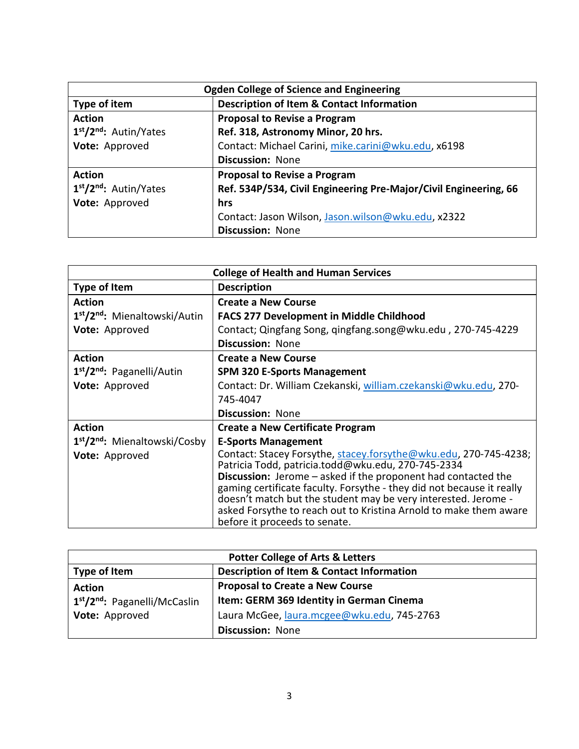| Ogden College of Science and Engineering | |
|---|---|
| **Type of item** | **Description of Item & Contact Information** |
| **Action**<br>**1st/2nd:** Autin/Yates<br>**Vote:** Approved | **Proposal to Revise a Program**<br>**Ref. 318, Astronomy Minor, 20 hrs.**<br>Contact: Michael Carini, mike.carini@wku.edu, x6198<br>**Discussion:** None |
| **Action**<br>**1st/2nd:** Autin/Yates<br>**Vote:** Approved | **Proposal to Revise a Program**<br>**Ref. 534P/534, Civil Engineering Pre-Major/Civil Engineering, 66 hrs**<br>Contact: Jason Wilson, Jason.wilson@wku.edu, x2322<br>**Discussion:** None |

| College of Health and Human Services | |
|---|---|
| **Type of Item** | **Description** |
| **Action**<br>**1st/2nd:** Mienaltowski/Autin<br>**Vote:** Approved | **Create a New Course**<br>**FACS 277 Development in Middle Childhood**<br>Contact; Qingfang Song, qingfang.song@wku.edu , 270-745-4229<br>**Discussion:** None |
| **Action**<br>**1st/2nd:** Paganelli/Autin<br>**Vote:** Approved | **Create a New Course**<br>**SPM 320 E-Sports Management**<br>Contact: Dr. William Czekanski, william.czekanski@wku.edu, 270-745-4047<br>**Discussion:** None |
| **Action**<br>**1st/2nd:** Mienaltowski/Cosby<br>**Vote:** Approved | **Create a New Certificate Program**<br>**E-Sports Management**<br>Contact: Stacey Forsythe, stacey.forsythe@wku.edu, 270-745-4238; Patricia Todd, patricia.todd@wku.edu, 270-745-2334<br>**Discussion:** Jerome – asked if the proponent had contacted the gaming certificate faculty. Forsythe - they did not because it really doesn't match but the student may be very interested. Jerome - asked Forsythe to reach out to Kristina Arnold to make them aware before it proceeds to senate. |

| Potter College of Arts & Letters | |
|---|---|
| **Type of Item** | **Description of Item & Contact Information** |
| **Action**<br>**1st/2nd:** Paganelli/McCaslin<br>**Vote:** Approved | **Proposal to Create a New Course**<br>**Item: GERM 369 Identity in German Cinema**<br>Laura McGee, laura.mcgee@wku.edu, 745-2763<br>**Discussion:** None |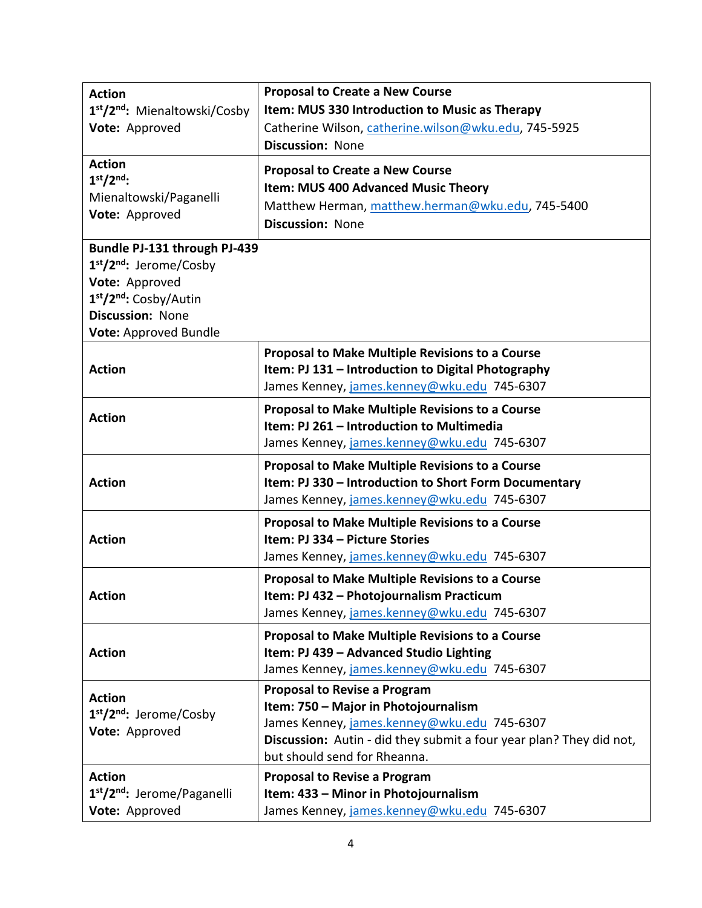| | |
|---|---|
| **Action**<br>**1st/2nd:** Mienaltowski/Cosby<br>**Vote:** Approved | **Proposal to Create a New Course**<br>**Item: MUS 330 Introduction to Music as Therapy**<br>Catherine Wilson, catherine.wilson@wku.edu, 745-5925<br>**Discussion:** None |
| **Action**<br>**1st/2nd:** Mienaltowski/Paganelli<br>**Vote:** Approved | **Proposal to Create a New Course**<br>**Item: MUS 400 Advanced Music Theory**<br>Matthew Herman, matthew.herman@wku.edu, 745-5400<br>**Discussion:** None |
| **Bundle PJ-131 through PJ-439**<br>**1st/2nd:** Jerome/Cosby<br>**Vote:** Approved<br>**1st/2nd:** Cosby/Autin<br>**Discussion:** None<br>**Vote:** Approved Bundle | |
| **Action** | **Proposal to Make Multiple Revisions to a Course**<br>**Item: PJ 131 – Introduction to Digital Photography**<br>James Kenney, james.kenney@wku.edu 745-6307 |
| **Action** | **Proposal to Make Multiple Revisions to a Course**<br>**Item: PJ 261 – Introduction to Multimedia**<br>James Kenney, james.kenney@wku.edu 745-6307 |
| **Action** | **Proposal to Make Multiple Revisions to a Course**<br>**Item: PJ 330 – Introduction to Short Form Documentary**<br>James Kenney, james.kenney@wku.edu 745-6307 |
| **Action** | **Proposal to Make Multiple Revisions to a Course**<br>**Item: PJ 334 – Picture Stories**<br>James Kenney, james.kenney@wku.edu 745-6307 |
| **Action** | **Proposal to Make Multiple Revisions to a Course**<br>**Item: PJ 432 – Photojournalism Practicum**<br>James Kenney, james.kenney@wku.edu 745-6307 |
| **Action** | **Proposal to Make Multiple Revisions to a Course**<br>**Item: PJ 439 – Advanced Studio Lighting**<br>James Kenney, james.kenney@wku.edu 745-6307 |
| **Action**<br>**1st/2nd:** Jerome/Cosby<br>**Vote:** Approved | **Proposal to Revise a Program**<br>**Item: 750 – Major in Photojournalism**<br>James Kenney, james.kenney@wku.edu 745-6307<br>**Discussion:** Autin - did they submit a four year plan? They did not, but should send for Rheanna. |
| **Action**<br>**1st/2nd:** Jerome/Paganelli<br>**Vote:** Approved | **Proposal to Revise a Program**<br>**Item: 433 – Minor in Photojournalism**<br>James Kenney, james.kenney@wku.edu 745-6307 |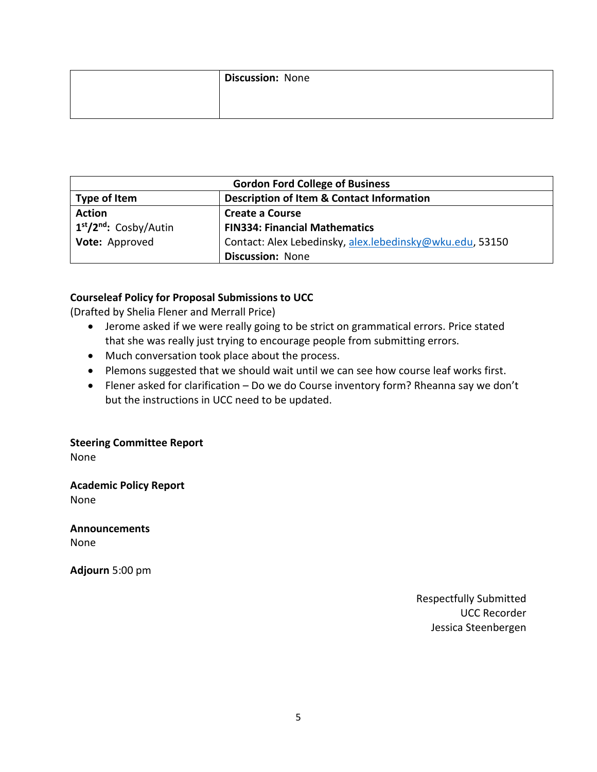| | |
|---|---|
| | **Discussion:** None |

| Gordon Ford College of Business | |
|---|---|
| **Type of Item** | **Description of Item & Contact Information** |
| **Action**<br>**1st/2nd:** Cosby/Autin<br>**Vote:** Approved | **Create a Course**<br>**FIN334: Financial Mathematics**<br>Contact: Alex Lebedinsky, alex.lebedinsky@wku.edu, 53150<br>**Discussion:** None |

**Courseleaf Policy for Proposal Submissions to UCC**
(Drafted by Shelia Flener and Merrall Price)

- Jerome asked if we were really going to be strict on grammatical errors. Price stated that she was really just trying to encourage people from submitting errors.
- Much conversation took place about the process.
- Plemons suggested that we should wait until we can see how course leaf works first.
- Flener asked for clarification – Do we do Course inventory form? Rheanna say we don't but the instructions in UCC need to be updated.

**Steering Committee Report**
None

**Academic Policy Report**
None

**Announcements**
None

**Adjourn** 5:00 pm

Respectfully Submitted
UCC Recorder
Jessica Steenbergen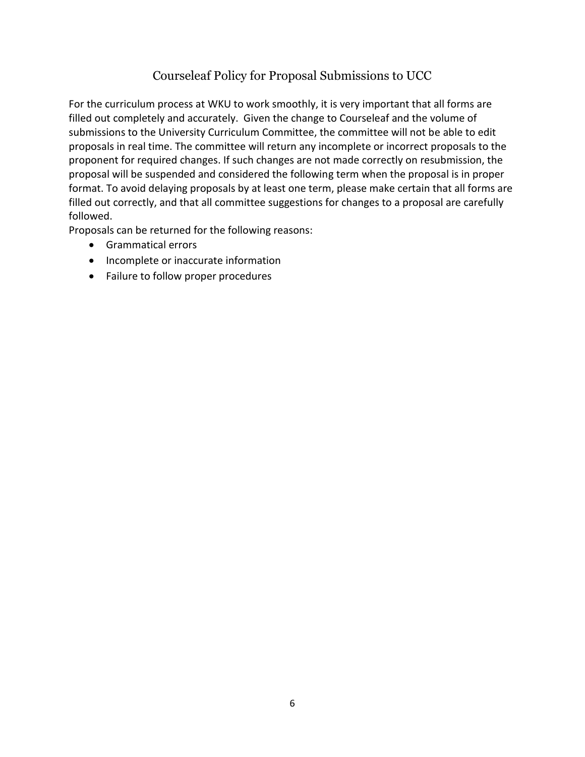# Courseleaf Policy for Proposal Submissions to UCC

For the curriculum process at WKU to work smoothly, it is very important that all forms are filled out completely and accurately. Given the change to Courseleaf and the volume of submissions to the University Curriculum Committee, the committee will not be able to edit proposals in real time. The committee will return any incomplete or incorrect proposals to the proponent for required changes. If such changes are not made correctly on resubmission, the proposal will be suspended and considered the following term when the proposal is in proper format. To avoid delaying proposals by at least one term, please make certain that all forms are filled out correctly, and that all committee suggestions for changes to a proposal are carefully followed.

Proposals can be returned for the following reasons:

- Grammatical errors
- Incomplete or inaccurate information
- Failure to follow proper procedures